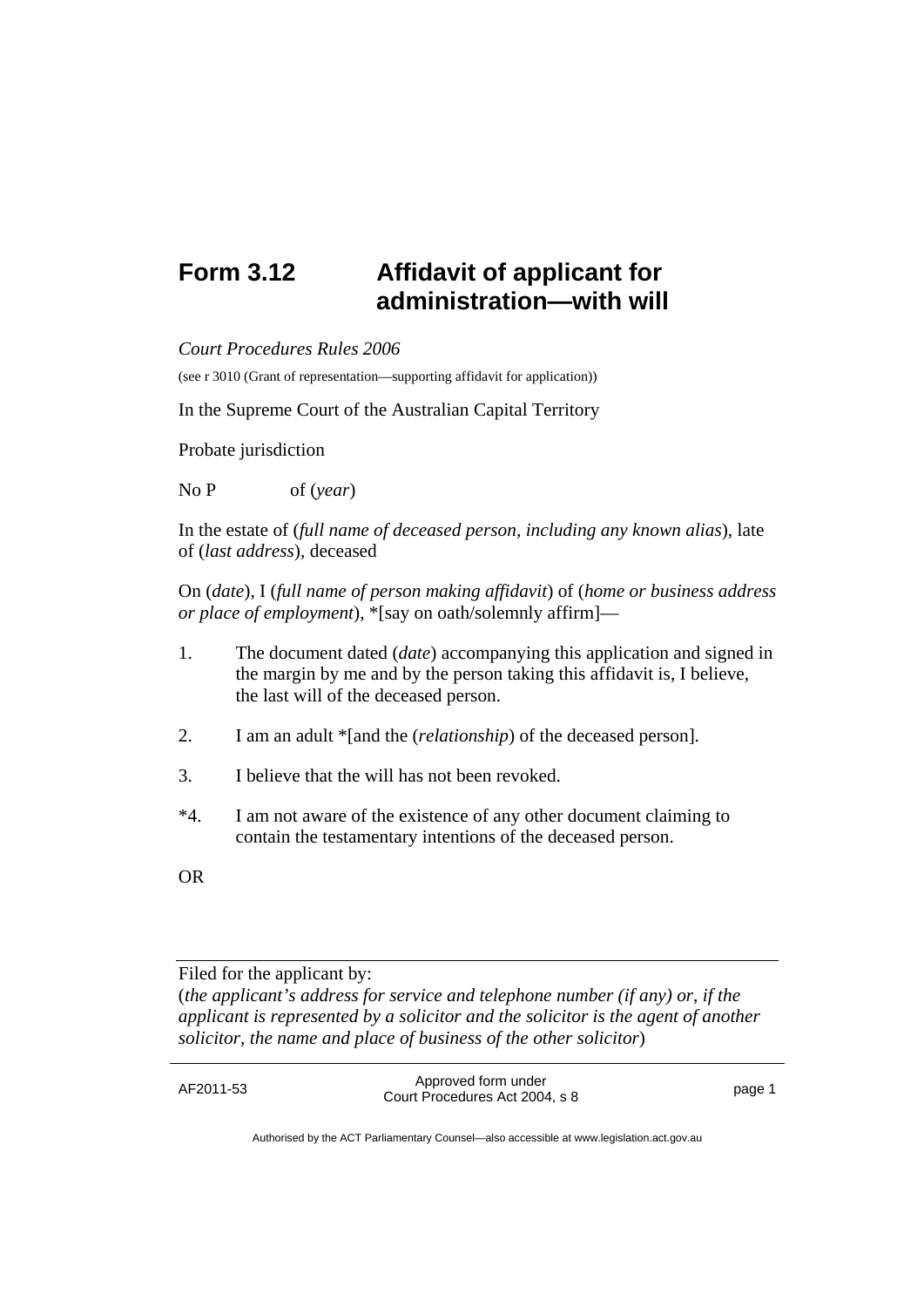# Form 3.12 Affidavit of applicant for administration—with will

*Court Procedures Rules 2006*

(see r 3010 (Grant of representation—supporting affidavit for application))

In the Supreme Court of the Australian Capital Territory

Probate jurisdiction

No P of (*year*)

In the estate of (*full name of deceased person, including any known alias*), late of (*last address*), deceased

On (*date*), I (*full name of person making affidavit*) of (*home or business address or place of employment*), *[say on oath/solemnly affirm]—

1. The document dated (*date*) accompanying this application and signed in the margin by me and by the person taking this affidavit is, I believe, the last will of the deceased person.

2. I am an adult *[and the (*relationship*) of the deceased person].

3. I believe that the will has not been revoked.

*4. I am not aware of the existence of any other document claiming to contain the testamentary intentions of the deceased person.

OR

---

Filed for the applicant by:
(*the applicant's address for service and telephone number (if any) or, if the applicant is represented by a solicitor and the solicitor is the agent of another solicitor, the name and place of business of the other solicitor*)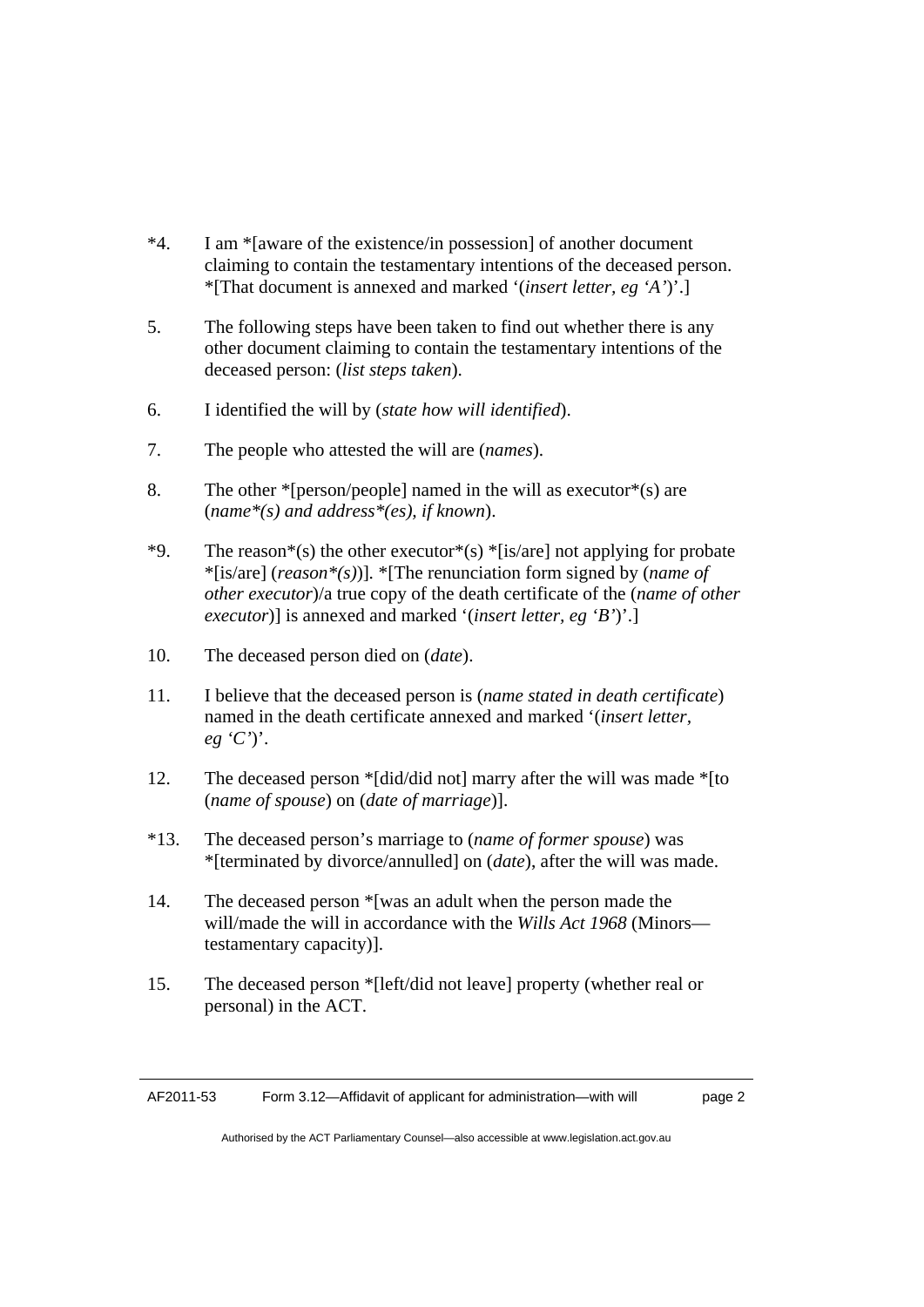*4. I am *[aware of the existence/in possession] of another document claiming to contain the testamentary intentions of the deceased person. *[That document is annexed and marked '(*insert letter, eg 'A'*)'.]

5. The following steps have been taken to find out whether there is any other document claiming to contain the testamentary intentions of the deceased person: (*list steps taken*).

6. I identified the will by (*state how will identified*).

7. The people who attested the will are (*names*).

8. The other *[person/people] named in the will as executor*(s) are (*name*(s) and address*(es), if known*).

*9. The reason*(s) the other executor*(s) *[is/are] not applying for probate *[is/are] (*reason*(s)*)]. *[The renunciation form signed by (*name of other executor*)/a true copy of the death certificate of the (*name of other executor*)] is annexed and marked '(*insert letter, eg 'B'*)'.]

10. The deceased person died on (*date*).

11. I believe that the deceased person is (*name stated in death certificate*) named in the death certificate annexed and marked '(*insert letter, eg 'C'*)'.

12. The deceased person *[did/did not] marry after the will was made *[to (*name of spouse*) on (*date of marriage*)].

*13. The deceased person's marriage to (*name of former spouse*) was *[terminated by divorce/annulled] on (*date*), after the will was made.

14. The deceased person *[was an adult when the person made the will/made the will in accordance with the *Wills Act 1968* (Minors—testamentary capacity)].

15. The deceased person *[left/did not leave] property (whether real or personal) in the ACT.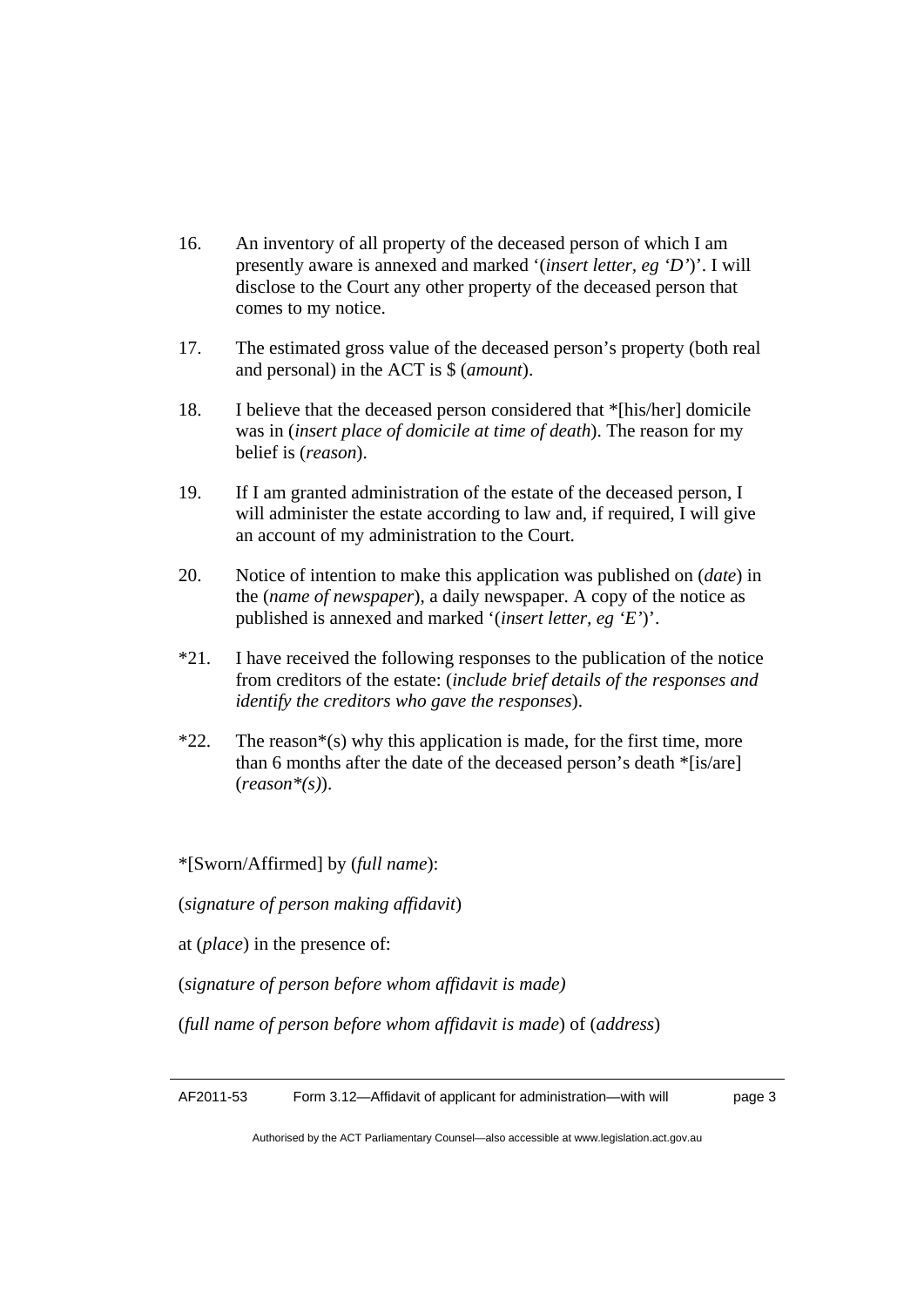16. An inventory of all property of the deceased person of which I am presently aware is annexed and marked '(*insert letter, eg 'D'*)'. I will disclose to the Court any other property of the deceased person that comes to my notice.

17. The estimated gross value of the deceased person's property (both real and personal) in the ACT is $ (*amount*).

18. I believe that the deceased person considered that *[his/her] domicile was in (*insert place of domicile at time of death*). The reason for my belief is (*reason*).

19. If I am granted administration of the estate of the deceased person, I will administer the estate according to law and, if required, I will give an account of my administration to the Court.

20. Notice of intention to make this application was published on (*date*) in the (*name of newspaper*), a daily newspaper. A copy of the notice as published is annexed and marked '(*insert letter, eg 'E'*)'.

*21. I have received the following responses to the publication of the notice from creditors of the estate: (*include brief details of the responses and identify the creditors who gave the responses*).

*22. The reason*(s) why this application is made, for the first time, more than 6 months after the date of the deceased person's death *[is/are] (*reason*(s)*).

*[Sworn/Affirmed] by (*full name*):

(*signature of person making affidavit*)

at (*place*) in the presence of:

(*signature of person before whom affidavit is made)*

(*full name of person before whom affidavit is made*) of (*address*)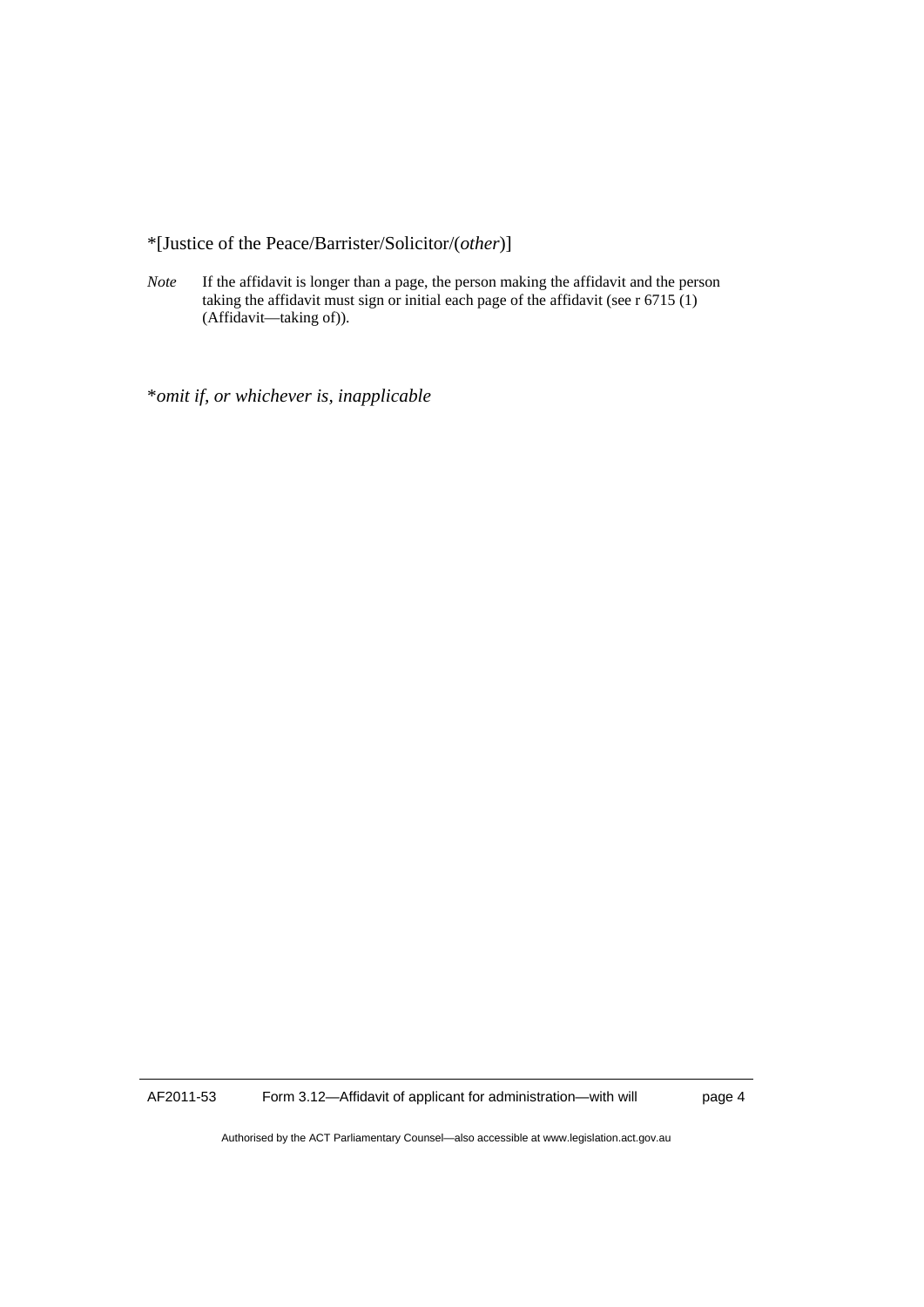*[Justice of the Peace/Barrister/Solicitor/(*other*)]

*Note* If the affidavit is longer than a page, the person making the affidavit and the person taking the affidavit must sign or initial each page of the affidavit (see r 6715 (1) (Affidavit—taking of)).

**omit if, or whichever is, inapplicable*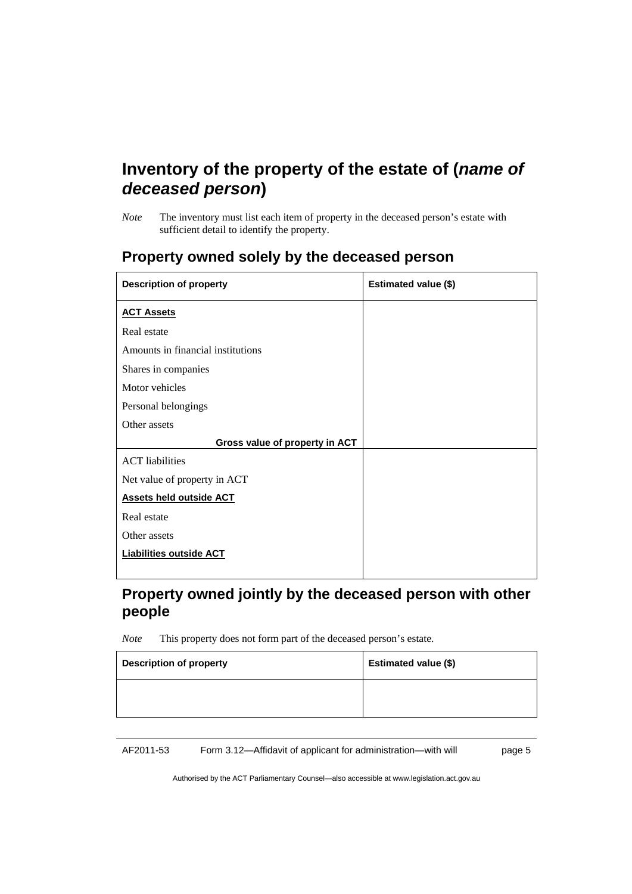# Inventory of the property of the estate of (*name of deceased person*)

*Note* The inventory must list each item of property in the deceased person's estate with sufficient detail to identify the property.

## Property owned solely by the deceased person

| Description of property | Estimated value ($) |
|---|---|
| **ACT Assets** | |
| Real estate | |
| Amounts in financial institutions | |
| Shares in companies | |
| Motor vehicles | |
| Personal belongings | |
| Other assets | |
| **Gross value of property in ACT** | |
| ACT liabilities | |
| Net value of property in ACT | |
| **Assets held outside ACT** | |
| Real estate | |
| Other assets | |
| **Liabilities outside ACT** | |

## Property owned jointly by the deceased person with other people

*Note* This property does not form part of the deceased person's estate.

| Description of property | Estimated value ($) |
|---|---|
| | |